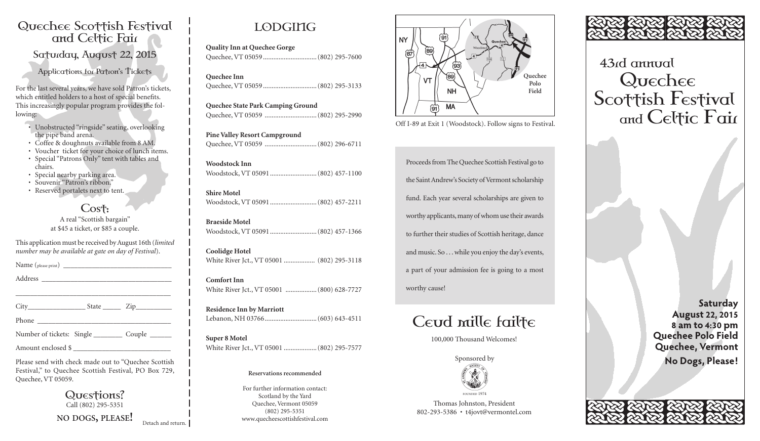# Quechee Scottish Festival and Celtic Fair

## Saturday, August 22, 2015

### Applications for Patron's Tickets

For the last several years, we have sold Patron's tickets, which entitled holders to a host of special benefits. This increasingly popular program provides the following:

- Unobstructed "ringside" seating, overlooking the pipe band arena.
- Coffee & doughnuts available from 8 AM.
- Voucher ticket for your choice of lunch items.
- Special "Patrons Only" tent with tables and chairs.
- Special nearby parking area.
- Souvenir "Patron's ribbon."
- Reserved portalets next to tent.

## Cost:

A real "Scottish bargain"
at $45 a ticket, or $85 a couple.

This application must be received by August 16th (*limited number may be available at gate on day of Festival*).

Name (please print) ______________________________

Address ______________________________

______________________________

City________________ State _____ Zip__________

Phone ______________________________

Number of tickets: Single ________ Couple ______

Amount enclosed $ ______________________________

Please send with check made out to "Quechee Scottish Festival," to Quechee Scottish Festival, PO Box 729, Quechee, VT 05059.

## Questions?

Call (802) 295-5351

**NO DOGS, PLEASE!**

Detach and return.

# LODGING

**Quality Inn at Quechee Gorge**
Quechee, VT 05059 .............................. (802) 295-7600

**Quechee Inn**
Quechee, VT 05059 .............................. (802) 295-3133

**Quechee State Park Camping Ground**
Quechee, VT 05059 .............................. (802) 295-2990

**Pine Valley Resort Campground**
Quechee, VT 05059 .............................. (802) 296-6711

**Woodstock Inn**
Woodstock, VT 05091 .......................... (802) 457-1100

**Shire Motel**
Woodstock, VT 05091 .......................... (802) 457-2211

**Braeside Motel**
Woodstock, VT 05091 .......................... (802) 457-1366

**Coolidge Hotel**
White River Jct., VT 05001 .................. (802) 295-3118

**Comfort Inn**
White River Jct., VT 05001 .................. (800) 628-7727

**Residence Inn by Marriott**
Lebanon, NH 03766 .............................. (603) 643-4511

**Super 8 Motel**
White River Jct., VT 05001 .................. (802) 295-7577

**Reservations recommended**

For further information contact:
Scotland by the Yard
Quechee, Vermont 05059
(802) 295-5351
www.quecheescottishfestival.com

Off I-89 at Exit 1 (Woodstock). Follow signs to Festival.

Proceeds from The Quechee Scottish Festival go to the Saint Andrew's Society of Vermont scholarship fund. Each year several scholarships are given to worthy applicants, many of whom use their awards to further their studies of Scottish heritage, dance and music. So . . . while you enjoy the day's events, a part of your admission fee is going to a most worthy cause!

## Ceud mille failte

100,000 Thousand Welcomes!

Sponsored by

FOUNDED 1974

Thomas Johnston, President
802-293-5386 • t4jovt@vermontel.com

# 43rd annual Quechee Scottish Festival and Celtic Fair

**Saturday**
**August 22, 2015**
**8 am to 4:30 pm**
**Quechee Polo Field**
**Quechee, Vermont**

**No Dogs, Please!**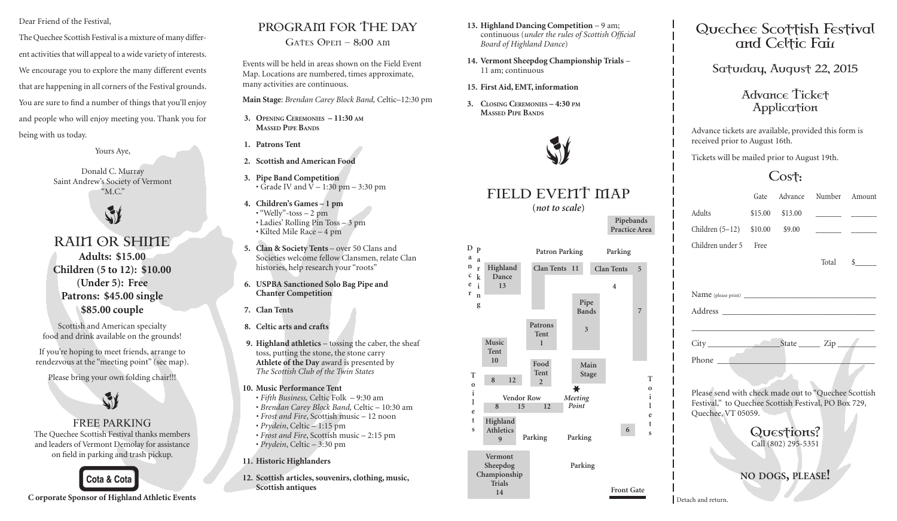Dear Friend of the Festival,

The Quechee Scottish Festival is a mixture of many different activities that will appeal to a wide variety of interests. We encourage you to explore the many different events that are happening in all corners of the Festival grounds. You are sure to find a number of things that you'll enjoy and people who will enjoy meeting you. Thank you for being with us today.

Yours Aye,

Donald C. Murray
Saint Andrew's Society of Vermont
"M.C."

## RAIN OR SHINE

**Adults: $15.00**
**Children (5 to 12): $10.00**
**(Under 5): Free**
**Patrons: $45.00 single**
**$85.00 couple**

Scottish and American specialty food and drink available on the grounds!

If you're hoping to meet friends, arrange to rendezvous at the "meeting point" (see map).

Please bring your own folding chair!!!

## FREE PARKING

The Quechee Scottish Festival thanks members and leaders of Vermont Demolay for assistance on field in parking and trash pickup.

Cota & Cota

**Corporate Sponsor of Highland Athletic Events**

## PROGRAM FOR THE DAY

GATES OPEN – 8:00 AM

Events will be held in areas shown on the Field Event Map. Locations are numbered, times approximate, many activities are continuous.

**Main Stage**: *Brendan Carey Block Band,* Celtic–12:30 pm

3. **OPENING CEREMONIES – 11:30 AM MASSED PIPE BANDS**
1. **Patrons Tent**
2. **Scottish and American Food**
3. **Pipe Band Competition**
   - Grade IV and V – 1:30 pm – 3:30 pm
4. **Children's Games – 1 pm**
   - "Welly"-toss – 2 pm
   - Ladies' Rolling Pin Toss – 3 pm
   - Kilted Mile Race – 4 pm
5. **Clan & Society Tents** – over 50 Clans and Societies welcome fellow Clansmen, relate Clan histories, help research your "roots"
6. **USPBA Sanctioned Solo Bag Pipe and Chanter Competition**
7. **Clan Tents**
8. **Celtic arts and crafts**
9. **Highland athletics** – tossing the caber, the sheaf toss, putting the stone, the stone carry
   **Athlete of the Day** award is presented by *The Scottish Club of the Twin States*
10. **Music Performance Tent**
    - *Fifth Business,* Celtic Folk – 9:30 am
    - *Brendan Carey Block Band,* Celtic – 10:30 am
    - *Frost and Fire*, Scottish music – 12 noon
    - *Prydein*, Celtic – 1:15 pm
    - *Frost and Fire*, Scottish music – 2:15 pm
    - *Prydein*, Celtic – 3:30 pm
11. **Historic Highlanders**
12. **Scottish articles, souvenirs, clothing, music, Scottish antiques**
13. **Highland Dancing Competition** – 9 am; continuous (*under the rules of Scottish Official Board of Highland Dance*)
14. **Vermont Sheepdog Championship Trials** – 11 am; continuous
15. **First Aid, EMT, information**

3. **CLOSING CEREMONIES – 4:30 PM MASSED PIPE BANDS**

## FIELD EVENT MAP
(*not to scale*)

Pipebands Practice Area
Dancer Parking
Patron Parking
Parking
Highland Dance 13
Clan Tents 11
Clan Tents 5
4
Pipe Bands 3
7
Patrons Tent 1
Music Tent 10
Food Tent 2
Main Stage
8 12
Toilets
Vendor Row
8 15 12
Meeting Point
Toilets
Highland Athletics 9
Parking
Parking
6
Vermont Sheepdog Championship Trials 14
Parking
Front Gate

# Quechee Scottish Festival and Celtic Fair

## Saturday, August 22, 2015

### Advance Ticket Application

Advance tickets are available, provided this form is received prior to August 16th.

Tickets will be mailed prior to August 19th.

### Cost:

| | Gate | Advance | Number | Amount |
|---|---|---|---|---|
| Adults | $15.00 | $13.00 | _______ | _______ |
| Children (5–12) | $10.00 | $9.00 | _______ | _______ |
| Children under 5 | Free | | | |
| | | | Total | $______ |

Name (please print) ___________________________

Address ___________________________

___________________________

City ______________ State _____ Zip _________

Phone ___________________________

Please send with check made out to "Quechee Scottish Festival," to Quechee Scottish Festival, PO Box 729, Quechee, VT 05059.

**Questions?**
Call (802) 295-5351

**NO DOGS, PLEASE!**

Detach and return.